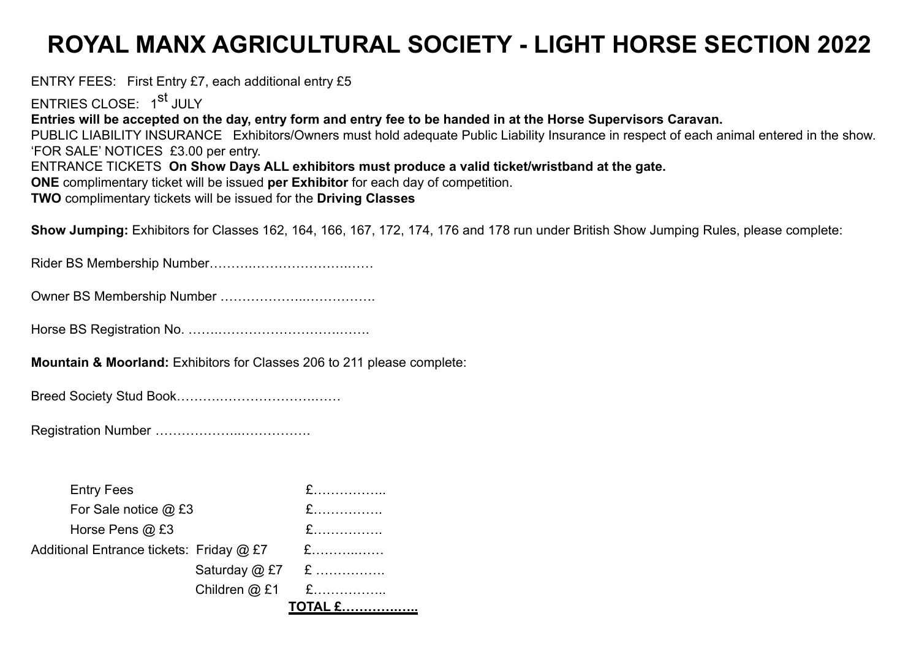# ROYAL MANX AGRICULTURAL SOCIETY - LIGHT HORSE SECTION 2022

ENTRY FEES: First Entry £7, each additional entry £5

ENTRIES CLOSE: 1st JULY

**Entries will be accepted on the day, entry form and entry fee to be handed in at the Horse Supervisors Caravan.**

PUBLIC LIABILITY INSURANCE Exhibitors/Owners must hold adequate Public Liability Insurance in respect of each animal entered in the show.

'FOR SALE' NOTICES £3.00 per entry.

ENTRANCE TICKETS **On Show Days ALL exhibitors must produce a valid ticket/wristband at the gate.**

**ONE** complimentary ticket will be issued **per Exhibitor** for each day of competition.

**TWO** complimentary tickets will be issued for the **Driving Classes**

**Show Jumping:** Exhibitors for Classes 162, 164, 166, 167, 172, 174, 176 and 178 run under British Show Jumping Rules, please complete:

Rider BS Membership Number………………………………

Owner BS Membership Number ……………………………….

Horse BS Registration No. ……………………………………….

**Mountain & Moorland:** Exhibitors for Classes 206 to 211 please complete:

Breed Society Stud Book………………………………

Registration Number ……………………………….

| | | |
|---|---|---|
| Entry Fees | | £…………….. |
| For Sale notice @ £3 | | £……………. |
| Horse Pens @ £3 | | £……………. |
| Additional Entrance tickets: | Friday @ £7 | £…………… |
| | Saturday @ £7 | £ ……………. |
| | Children @ £1 | £…………….. |
| | | **TOTAL £……………..** |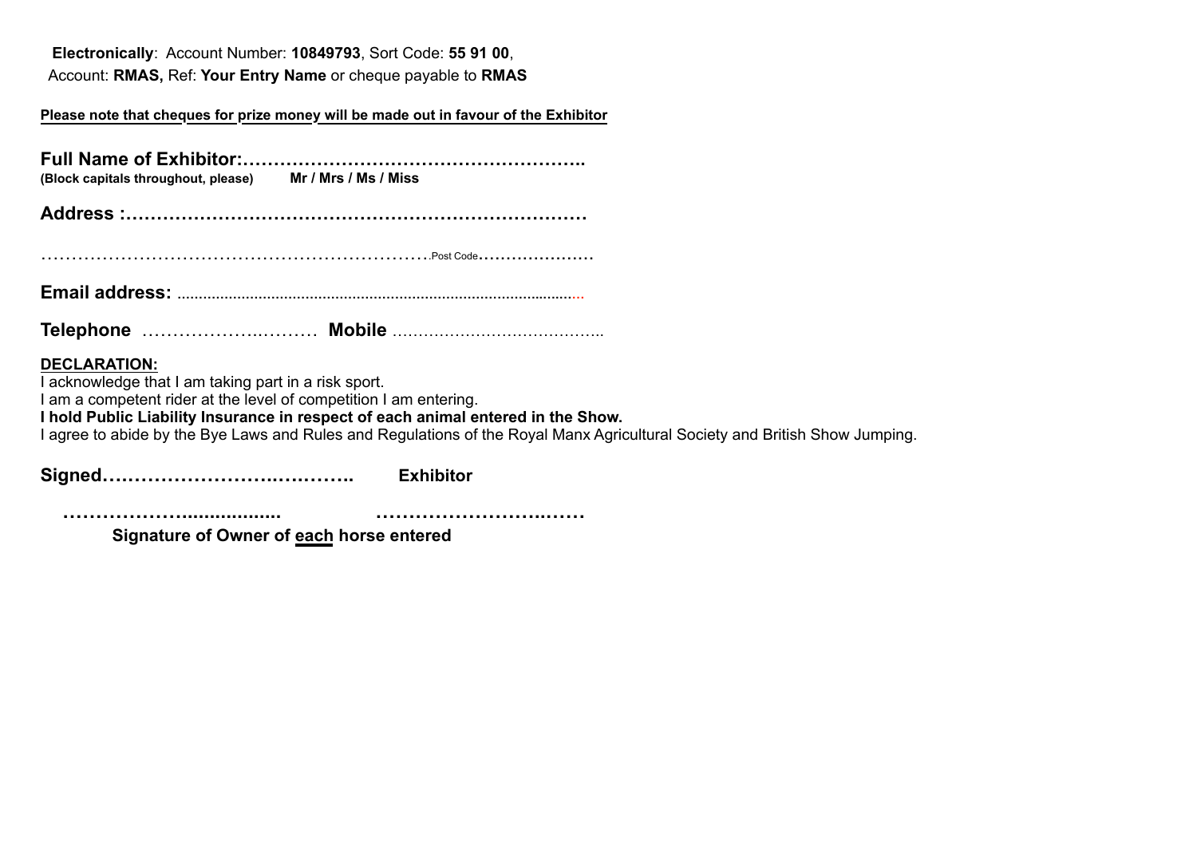**Electronically**: Account Number: **10849793**, Sort Code: **55 91 00**,
Account: **RMAS,** Ref: **Your Entry Name** or cheque payable to **RMAS**

**Please note that cheques for prize money will be made out in favour of the Exhibitor**

**Full Name of Exhibitor:……………………………………………….**
**(Block capitals throughout, please)** **Mr / Mrs / Ms / Miss**

**Address :…………………………………………………………………**

……………………………………………………….Post Code…………………

**Email address:** ..............................................................................................

**Telephone** …………………..……… **Mobile** …………………………………..

**DECLARATION:**

I acknowledge that I am taking part in a risk sport.
I am a competent rider at the level of competition I am entering.
**I hold Public Liability Insurance in respect of each animal entered in the Show.**
I agree to abide by the Bye Laws and Rules and Regulations of the Royal Manx Agricultural Society and British Show Jumping.

**Signed………………………….……….. Exhibitor**

**………………................. …………………….……**

**Signature of Owner of each horse entered**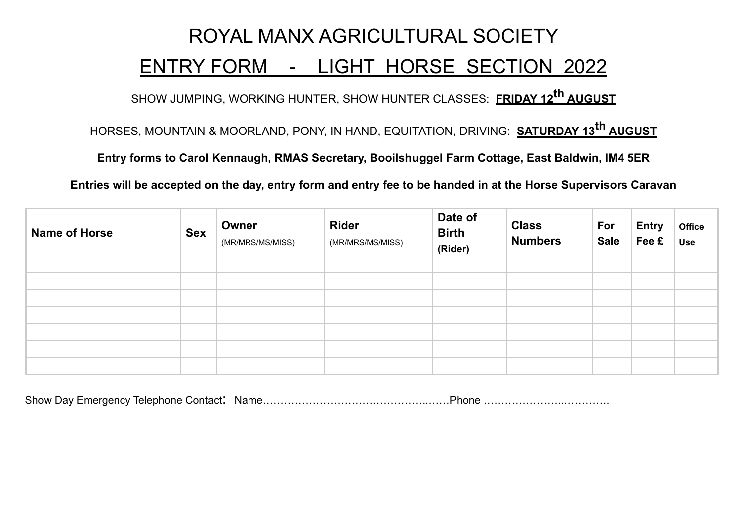# ROYAL MANX AGRICULTURAL SOCIETY

## ENTRY FORM - LIGHT HORSE SECTION 2022

SHOW JUMPING, WORKING HUNTER, SHOW HUNTER CLASSES: **FRIDAY 12th AUGUST**

HORSES, MOUNTAIN & MOORLAND, PONY, IN HAND, EQUITATION, DRIVING: **SATURDAY 13th AUGUST**

**Entry forms to Carol Kennaugh, RMAS Secretary, Booilshuggel Farm Cottage, East Baldwin, IM4 5ER**

**Entries will be accepted on the day, entry form and entry fee to be handed in at the Horse Supervisors Caravan**

| Name of Horse | Sex | Owner (MR/MRS/MS/MISS) | Rider (MR/MRS/MS/MISS) | Date of Birth (Rider) | Class Numbers | For Sale | Entry Fee £ | Office Use |
|---|---|---|---|---|---|---|---|---|
| | | | | | | | | |
| | | | | | | | | |
| | | | | | | | | |
| | | | | | | | | |
| | | | | | | | | |
| | | | | | | | | |
| | | | | | | | | |

Show Day Emergency Telephone Contact: Name…………………………………………..……Phone ………………….………….